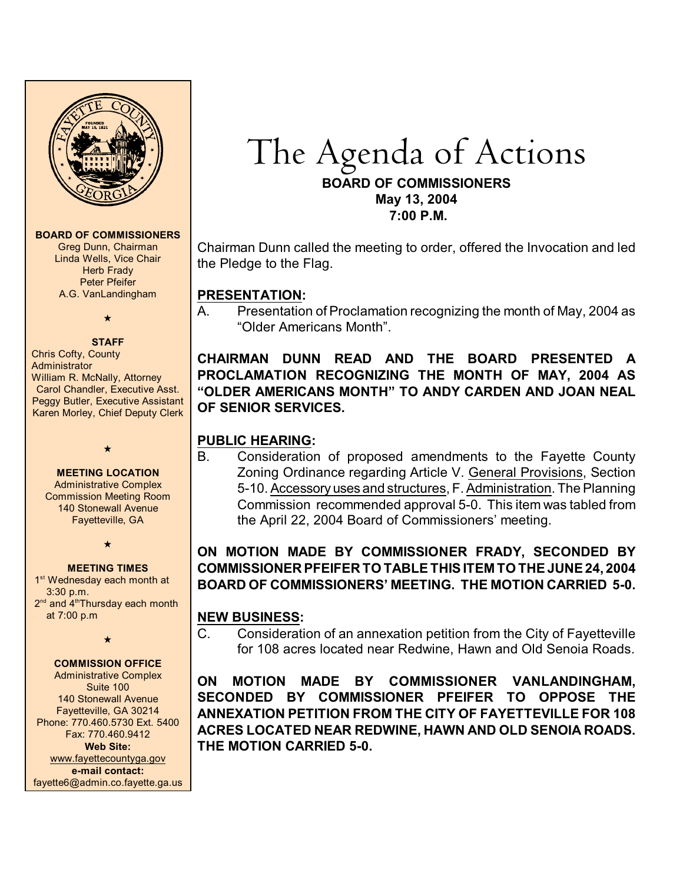# The Agenda of Actions

**BOARD OF COMMISSIONERS**
**May 13, 2004**
**7:00 P.M.**

Chairman Dunn called the meeting to order, offered the Invocation and led the Pledge to the Flag.

## PRESENTATION:

A. Presentation of Proclamation recognizing the month of May, 2004 as "Older Americans Month".

**CHAIRMAN DUNN READ AND THE BOARD PRESENTED A PROCLAMATION RECOGNIZING THE MONTH OF MAY, 2004 AS "OLDER AMERICANS MONTH" TO ANDY CARDEN AND JOAN NEAL OF SENIOR SERVICES.**

## PUBLIC HEARING:

B. Consideration of proposed amendments to the Fayette County Zoning Ordinance regarding Article V. General Provisions, Section 5-10. Accessory uses and structures, F. Administration. The Planning Commission recommended approval 5-0. This item was tabled from the April 22, 2004 Board of Commissioners' meeting.

**ON MOTION MADE BY COMMISSIONER FRADY, SECONDED BY COMMISSIONER PFEIFER TO TABLE THIS ITEM TO THE JUNE 24, 2004 BOARD OF COMMISSIONERS' MEETING. THE MOTION CARRIED 5-0.**

## NEW BUSINESS:

C. Consideration of an annexation petition from the City of Fayetteville for 108 acres located near Redwine, Hawn and Old Senoia Roads.

**ON MOTION MADE BY COMMISSIONER VANLANDINGHAM, SECONDED BY COMMISSIONER PFEIFER TO OPPOSE THE ANNEXATION PETITION FROM THE CITY OF FAYETTEVILLE FOR 108 ACRES LOCATED NEAR REDWINE, HAWN AND OLD SENOIA ROADS. THE MOTION CARRIED 5-0.**

---

**BOARD OF COMMISSIONERS**
Greg Dunn, Chairman
Linda Wells, Vice Chair
Herb Frady
Peter Pfeifer
A.G. VanLandingham

**STAFF**
Chris Cofty, County Administrator
William R. McNally, Attorney
Carol Chandler, Executive Asst.
Peggy Butler, Executive Assistant
Karen Morley, Chief Deputy Clerk

**MEETING LOCATION**
Administrative Complex
Commission Meeting Room
140 Stonewall Avenue
Fayetteville, GA

**MEETING TIMES**
1st Wednesday each month at 3:30 p.m.
2nd and 4th Thursday each month at 7:00 p.m

**COMMISSION OFFICE**
Administrative Complex
Suite 100
140 Stonewall Avenue
Fayetteville, GA 30214
Phone: 770.460.5730 Ext. 5400
Fax: 770.460.9412
**Web Site:**
www.fayettecountyga.gov
**e-mail contact:**
fayette6@admin.co.fayette.ga.us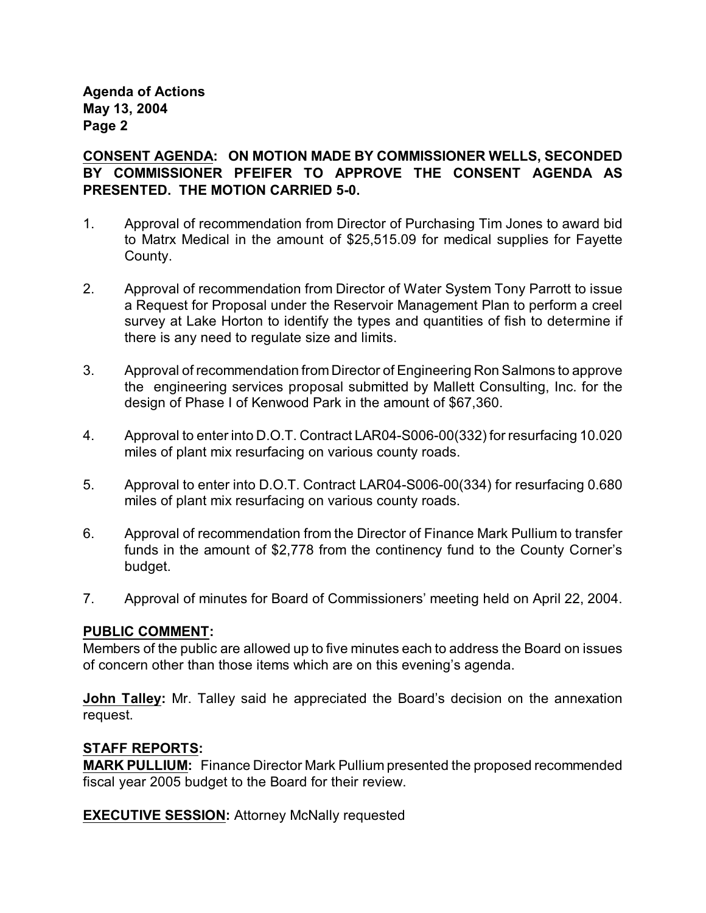**Agenda of Actions**
**May 13, 2004**
**Page 2**

**CONSENT AGENDA: ON MOTION MADE BY COMMISSIONER WELLS, SECONDED BY COMMISSIONER PFEIFER TO APPROVE THE CONSENT AGENDA AS PRESENTED. THE MOTION CARRIED 5-0.**

1. Approval of recommendation from Director of Purchasing Tim Jones to award bid to Matrx Medical in the amount of $25,515.09 for medical supplies for Fayette County.

2. Approval of recommendation from Director of Water System Tony Parrott to issue a Request for Proposal under the Reservoir Management Plan to perform a creel survey at Lake Horton to identify the types and quantities of fish to determine if there is any need to regulate size and limits.

3. Approval of recommendation from Director of Engineering Ron Salmons to approve the engineering services proposal submitted by Mallett Consulting, Inc. for the design of Phase I of Kenwood Park in the amount of $67,360.

4. Approval to enter into D.O.T. Contract LAR04-S006-00(332) for resurfacing 10.020 miles of plant mix resurfacing on various county roads.

5. Approval to enter into D.O.T. Contract LAR04-S006-00(334) for resurfacing 0.680 miles of plant mix resurfacing on various county roads.

6. Approval of recommendation from the Director of Finance Mark Pullium to transfer funds in the amount of $2,778 from the continency fund to the County Corner's budget.

7. Approval of minutes for Board of Commissioners' meeting held on April 22, 2004.

**PUBLIC COMMENT:**
Members of the public are allowed up to five minutes each to address the Board on issues of concern other than those items which are on this evening's agenda.

**John Talley:** Mr. Talley said he appreciated the Board's decision on the annexation request.

**STAFF REPORTS:**
**MARK PULLIUM:** Finance Director Mark Pullium presented the proposed recommended fiscal year 2005 budget to the Board for their review.

**EXECUTIVE SESSION:** Attorney McNally requested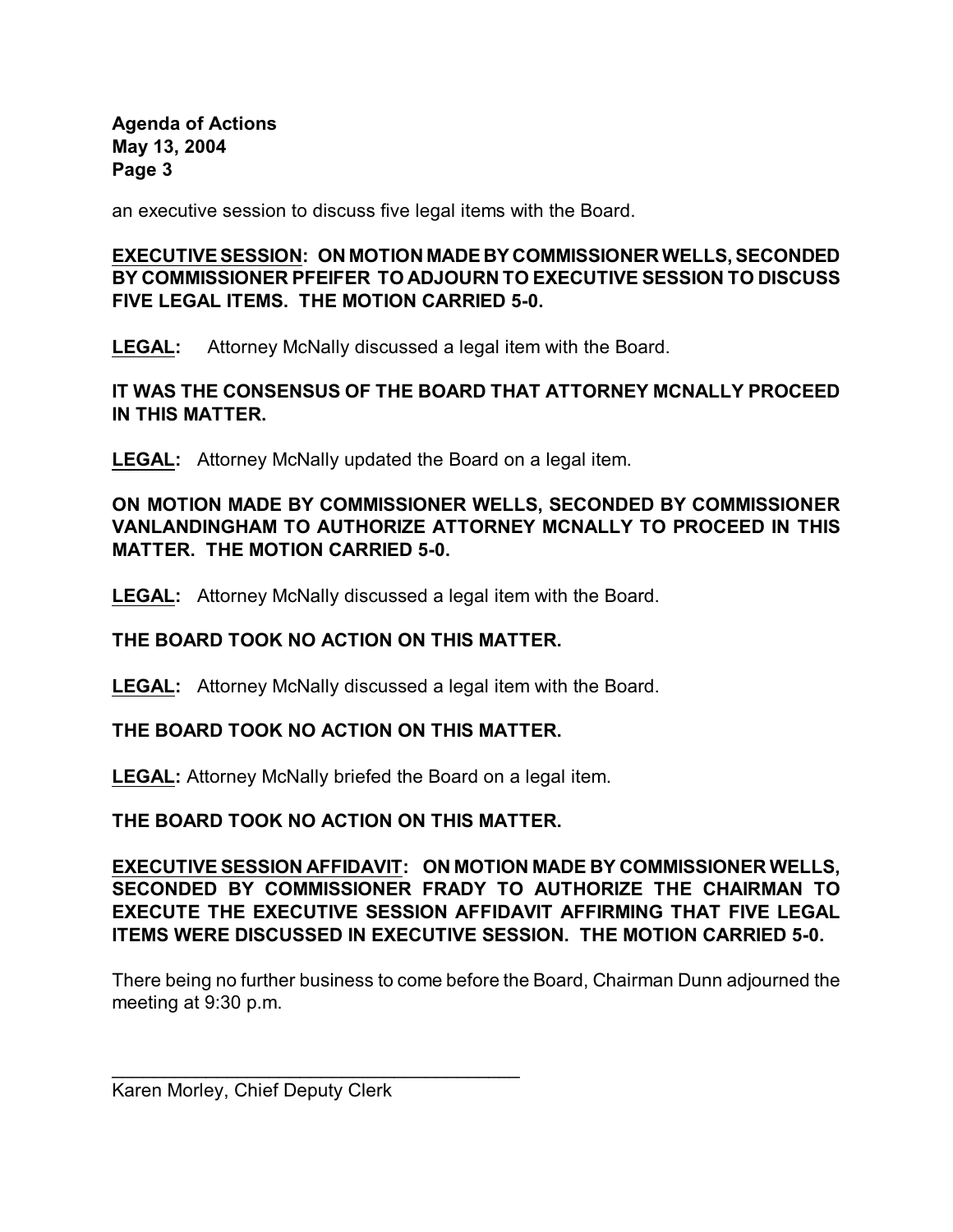an executive session to discuss five legal items with the Board.

**<u>EXECUTIVE SESSION</u>: ON MOTION MADE BY COMMISSIONER WELLS, SECONDED BY COMMISSIONER PFEIFER TO ADJOURN TO EXECUTIVE SESSION TO DISCUSS FIVE LEGAL ITEMS. THE MOTION CARRIED 5-0.**

**<u>LEGAL</u>:** Attorney McNally discussed a legal item with the Board.

**IT WAS THE CONSENSUS OF THE BOARD THAT ATTORNEY MCNALLY PROCEED IN THIS MATTER.**

**<u>LEGAL</u>:** Attorney McNally updated the Board on a legal item.

**ON MOTION MADE BY COMMISSIONER WELLS, SECONDED BY COMMISSIONER VANLANDINGHAM TO AUTHORIZE ATTORNEY MCNALLY TO PROCEED IN THIS MATTER. THE MOTION CARRIED 5-0.**

**<u>LEGAL</u>:** Attorney McNally discussed a legal item with the Board.

**THE BOARD TOOK NO ACTION ON THIS MATTER.**

**<u>LEGAL</u>:** Attorney McNally discussed a legal item with the Board.

**THE BOARD TOOK NO ACTION ON THIS MATTER.**

**<u>LEGAL</u>:** Attorney McNally briefed the Board on a legal item.

**THE BOARD TOOK NO ACTION ON THIS MATTER.**

**<u>EXECUTIVE SESSION AFFIDAVIT</u>: ON MOTION MADE BY COMMISSIONER WELLS, SECONDED BY COMMISSIONER FRADY TO AUTHORIZE THE CHAIRMAN TO EXECUTE THE EXECUTIVE SESSION AFFIDAVIT AFFIRMING THAT FIVE LEGAL ITEMS WERE DISCUSSED IN EXECUTIVE SESSION. THE MOTION CARRIED 5-0.**

There being no further business to come before the Board, Chairman Dunn adjourned the meeting at 9:30 p.m.

\_\_\_\_\_\_\_\_\_\_\_\_\_\_\_\_\_\_\_\_\_\_\_\_\_\_\_\_\_\_\_\_\_\_\_\_\_\_\_\_

Karen Morley, Chief Deputy Clerk